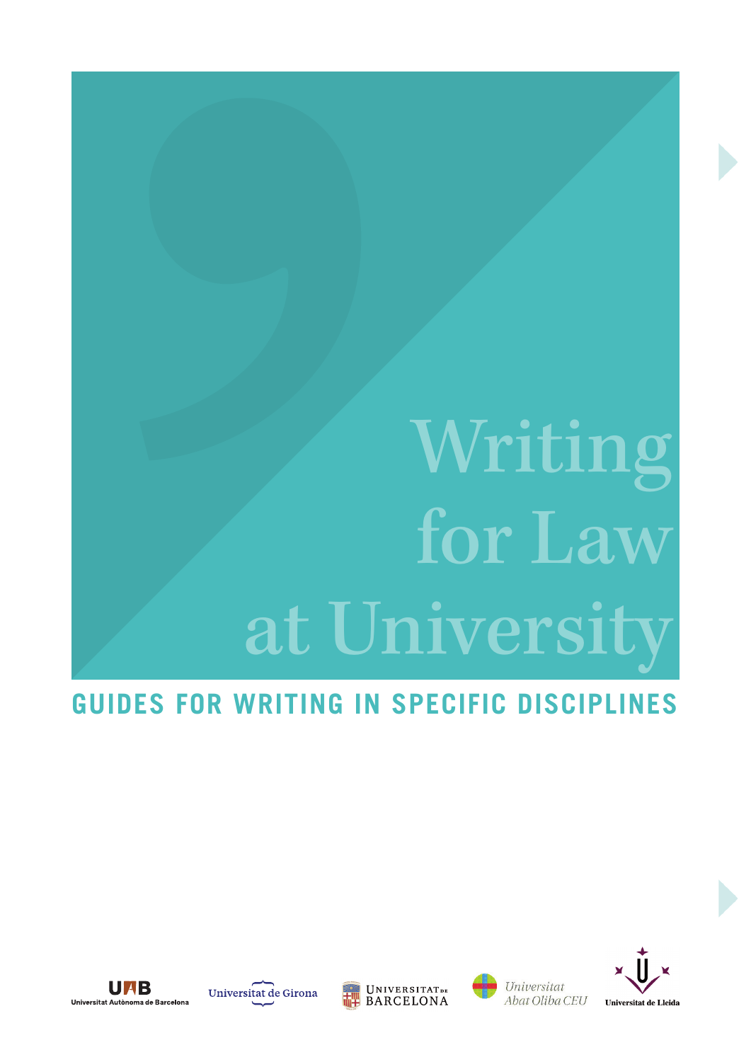# Writing for Law at University

## GUIDES FOR WRITING IN SPECIFIC DISCIPLINES

Universitat Autònoma de Barcelona

Universitat de Girona

Universitat de Barcelona

Universitat Abat Oliba CEU

Universitat de Lleida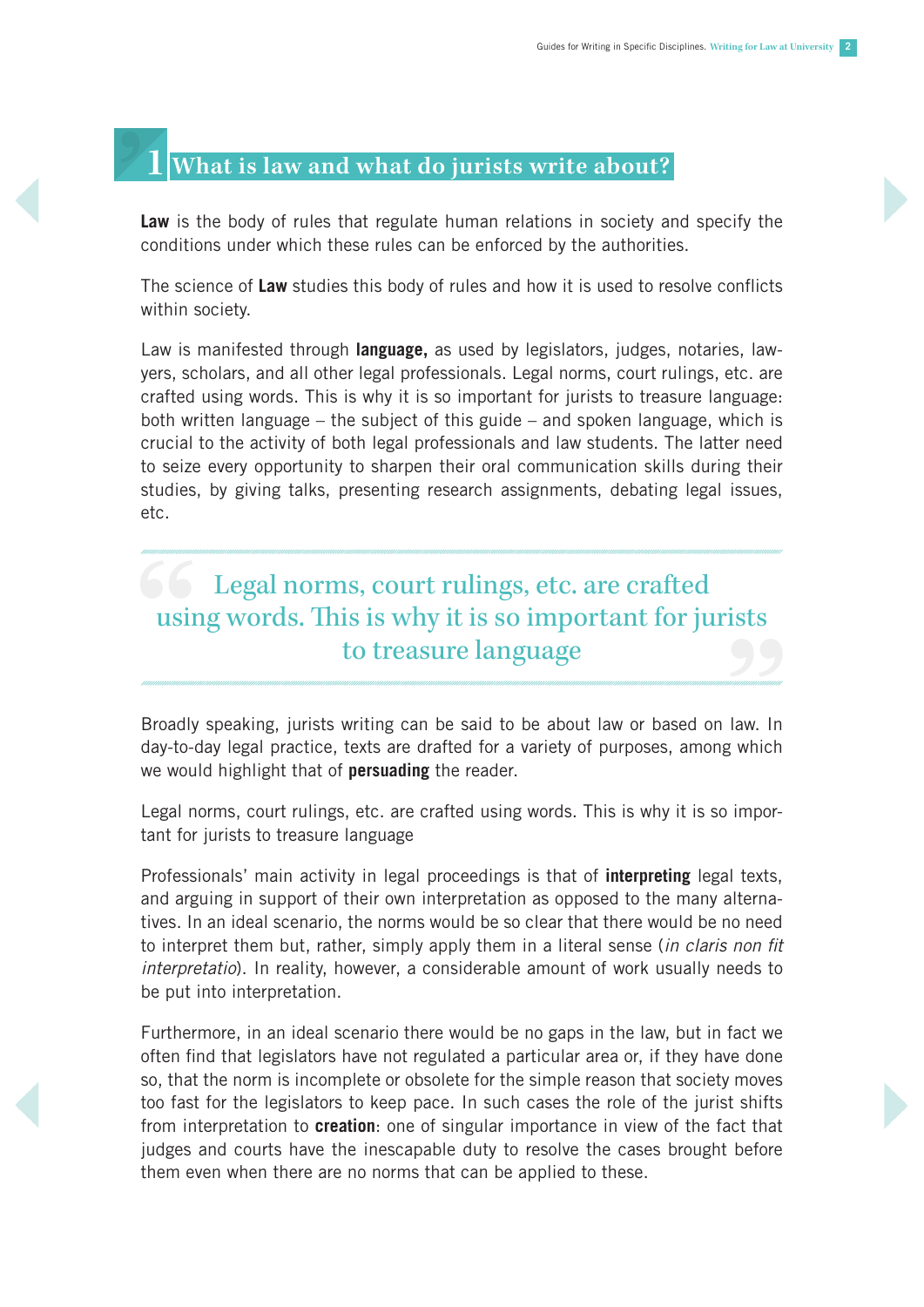# 1 What is law and what do jurists write about?

**Law** is the body of rules that regulate human relations in society and specify the conditions under which these rules can be enforced by the authorities.

The science of **Law** studies this body of rules and how it is used to resolve conflicts within society.

Law is manifested through **language,** as used by legislators, judges, notaries, lawyers, scholars, and all other legal professionals. Legal norms, court rulings, etc. are crafted using words. This is why it is so important for jurists to treasure language: both written language – the subject of this guide – and spoken language, which is crucial to the activity of both legal professionals and law students. The latter need to seize every opportunity to sharpen their oral communication skills during their studies, by giving talks, presenting research assignments, debating legal issues, etc.

> Legal norms, court rulings, etc. are crafted using words. This is why it is so important for jurists to treasure language

Broadly speaking, jurists writing can be said to be about law or based on law. In day-to-day legal practice, texts are drafted for a variety of purposes, among which we would highlight that of **persuading** the reader.

Legal norms, court rulings, etc. are crafted using words. This is why it is so important for jurists to treasure language

Professionals' main activity in legal proceedings is that of **interpreting** legal texts, and arguing in support of their own interpretation as opposed to the many alternatives. In an ideal scenario, the norms would be so clear that there would be no need to interpret them but, rather, simply apply them in a literal sense (*in claris non fit interpretatio*). In reality, however, a considerable amount of work usually needs to be put into interpretation.

Furthermore, in an ideal scenario there would be no gaps in the law, but in fact we often find that legislators have not regulated a particular area or, if they have done so, that the norm is incomplete or obsolete for the simple reason that society moves too fast for the legislators to keep pace. In such cases the role of the jurist shifts from interpretation to **creation**: one of singular importance in view of the fact that judges and courts have the inescapable duty to resolve the cases brought before them even when there are no norms that can be applied to these.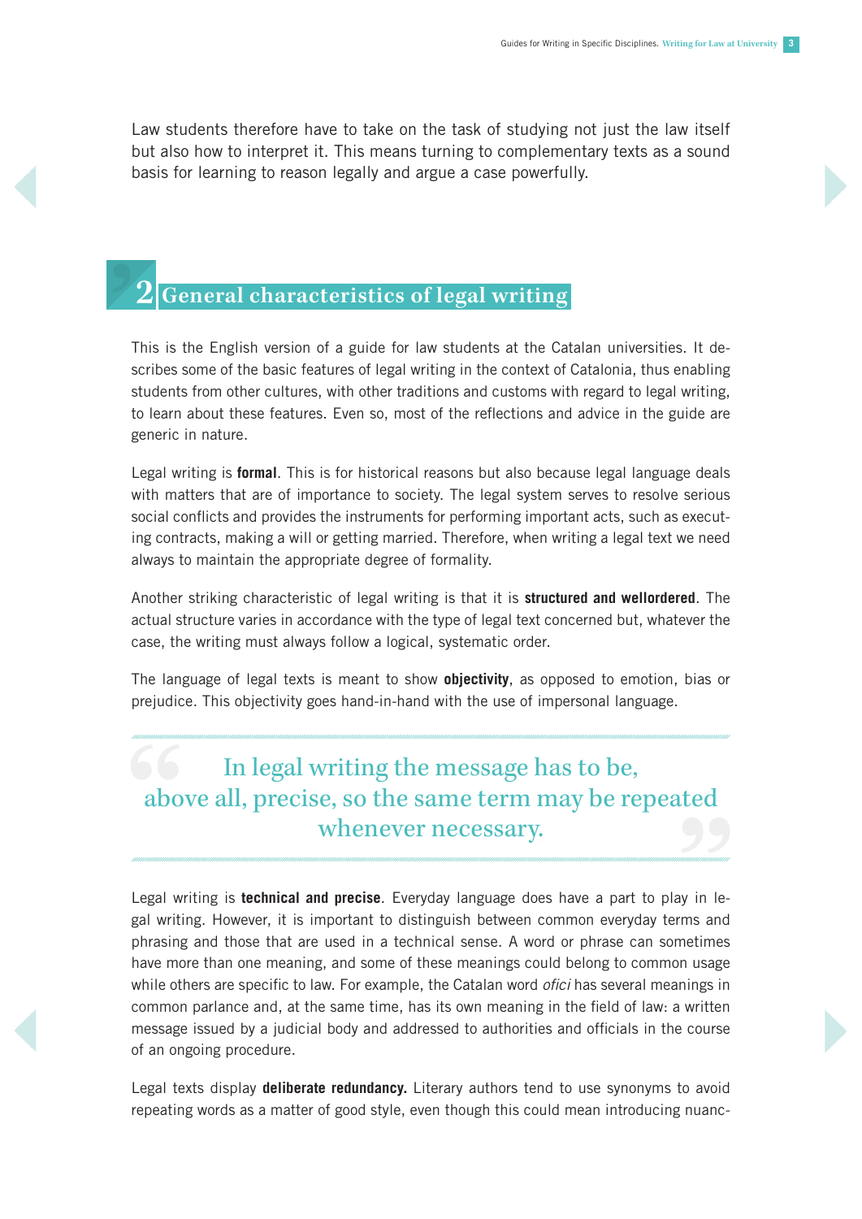Law students therefore have to take on the task of studying not just the law itself but also how to interpret it. This means turning to complementary texts as a sound basis for learning to reason legally and argue a case powerfully.

## 2 General characteristics of legal writing

This is the English version of a guide for law students at the Catalan universities. It describes some of the basic features of legal writing in the context of Catalonia, thus enabling students from other cultures, with other traditions and customs with regard to legal writing, to learn about these features. Even so, most of the reflections and advice in the guide are generic in nature.

Legal writing is **formal**. This is for historical reasons but also because legal language deals with matters that are of importance to society. The legal system serves to resolve serious social conflicts and provides the instruments for performing important acts, such as executing contracts, making a will or getting married. Therefore, when writing a legal text we need always to maintain the appropriate degree of formality.

Another striking characteristic of legal writing is that it is **structured and wellordered**. The actual structure varies in accordance with the type of legal text concerned but, whatever the case, the writing must always follow a logical, systematic order.

The language of legal texts is meant to show **objectivity**, as opposed to emotion, bias or prejudice. This objectivity goes hand-in-hand with the use of impersonal language.

> In legal writing the message has to be, above all, precise, so the same term may be repeated whenever necessary.

Legal writing is **technical and precise**. Everyday language does have a part to play in legal writing. However, it is important to distinguish between common everyday terms and phrasing and those that are used in a technical sense. A word or phrase can sometimes have more than one meaning, and some of these meanings could belong to common usage while others are specific to law. For example, the Catalan word *ofici* has several meanings in common parlance and, at the same time, has its own meaning in the field of law: a written message issued by a judicial body and addressed to authorities and officials in the course of an ongoing procedure.

Legal texts display **deliberate redundancy.** Literary authors tend to use synonyms to avoid repeating words as a matter of good style, even though this could mean introducing nuanc-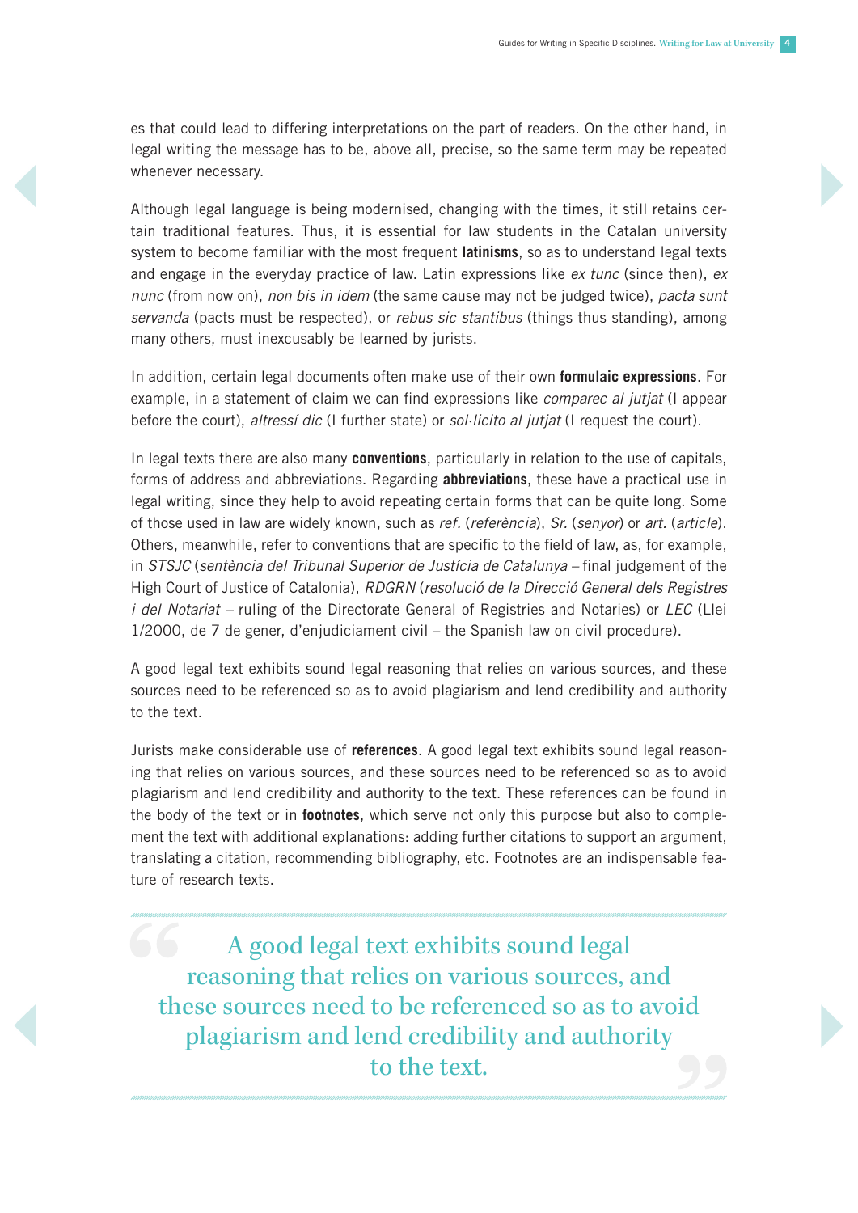es that could lead to differing interpretations on the part of readers. On the other hand, in legal writing the message has to be, above all, precise, so the same term may be repeated whenever necessary.

Although legal language is being modernised, changing with the times, it still retains certain traditional features. Thus, it is essential for law students in the Catalan university system to become familiar with the most frequent **latinisms**, so as to understand legal texts and engage in the everyday practice of law. Latin expressions like *ex tunc* (since then), *ex nunc* (from now on), *non bis in idem* (the same cause may not be judged twice), *pacta sunt servanda* (pacts must be respected), or *rebus sic stantibus* (things thus standing), among many others, must inexcusably be learned by jurists.

In addition, certain legal documents often make use of their own **formulaic expressions**. For example, in a statement of claim we can find expressions like *comparec al jutjat* (I appear before the court), *altressí dic* (I further state) or *sol·licito al jutjat* (I request the court).

In legal texts there are also many **conventions**, particularly in relation to the use of capitals, forms of address and abbreviations. Regarding **abbreviations**, these have a practical use in legal writing, since they help to avoid repeating certain forms that can be quite long. Some of those used in law are widely known, such as *ref.* (*referència*), *Sr.* (*senyor*) or *art.* (*article*). Others, meanwhile, refer to conventions that are specific to the field of law, as, for example, in *STSJC* (*sentència del Tribunal Superior de Justícia de Catalunya* – final judgement of the High Court of Justice of Catalonia), *RDGRN* (*resolució de la Direcció General dels Registres i del Notariat* – ruling of the Directorate General of Registries and Notaries) or *LEC* (Llei 1/2000, de 7 de gener, d'enjudiciament civil – the Spanish law on civil procedure).

A good legal text exhibits sound legal reasoning that relies on various sources, and these sources need to be referenced so as to avoid plagiarism and lend credibility and authority to the text.

Jurists make considerable use of **references**. A good legal text exhibits sound legal reasoning that relies on various sources, and these sources need to be referenced so as to avoid plagiarism and lend credibility and authority to the text. These references can be found in the body of the text or in **footnotes**, which serve not only this purpose but also to complement the text with additional explanations: adding further citations to support an argument, translating a citation, recommending bibliography, etc. Footnotes are an indispensable feature of research texts.

> A good legal text exhibits sound legal reasoning that relies on various sources, and these sources need to be referenced so as to avoid plagiarism and lend credibility and authority to the text.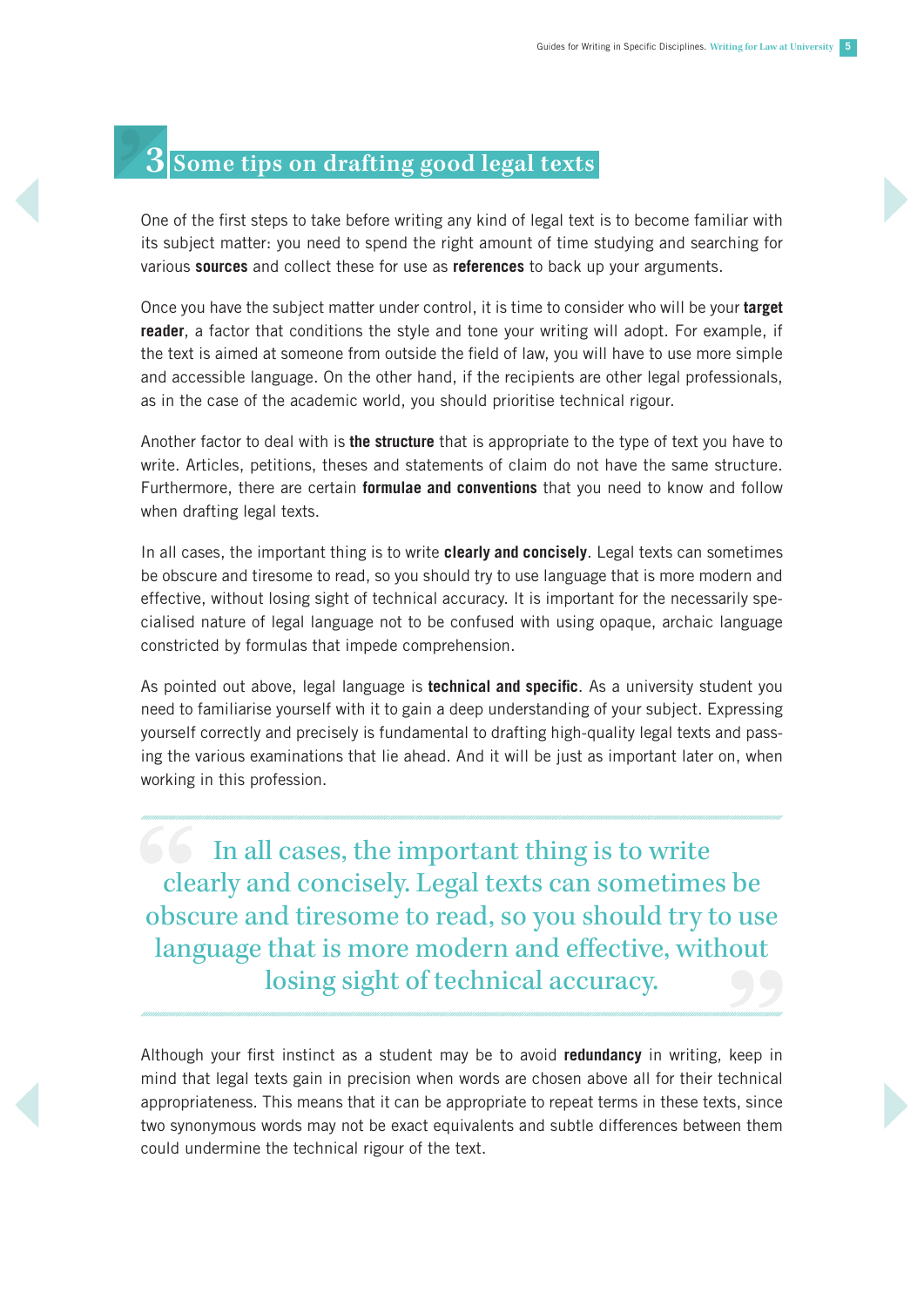## 3 Some tips on drafting good legal texts

One of the first steps to take before writing any kind of legal text is to become familiar with its subject matter: you need to spend the right amount of time studying and searching for various **sources** and collect these for use as **references** to back up your arguments.

Once you have the subject matter under control, it is time to consider who will be your **target reader**, a factor that conditions the style and tone your writing will adopt. For example, if the text is aimed at someone from outside the field of law, you will have to use more simple and accessible language. On the other hand, if the recipients are other legal professionals, as in the case of the academic world, you should prioritise technical rigour.

Another factor to deal with is **the structure** that is appropriate to the type of text you have to write. Articles, petitions, theses and statements of claim do not have the same structure. Furthermore, there are certain **formulae and conventions** that you need to know and follow when drafting legal texts.

In all cases, the important thing is to write **clearly and concisely**. Legal texts can sometimes be obscure and tiresome to read, so you should try to use language that is more modern and effective, without losing sight of technical accuracy. It is important for the necessarily specialised nature of legal language not to be confused with using opaque, archaic language constricted by formulas that impede comprehension.

As pointed out above, legal language is **technical and specific**. As a university student you need to familiarise yourself with it to gain a deep understanding of your subject. Expressing yourself correctly and precisely is fundamental to drafting high-quality legal texts and passing the various examinations that lie ahead. And it will be just as important later on, when working in this profession.

> In all cases, the important thing is to write clearly and concisely. Legal texts can sometimes be obscure and tiresome to read, so you should try to use language that is more modern and effective, without losing sight of technical accuracy.

Although your first instinct as a student may be to avoid **redundancy** in writing, keep in mind that legal texts gain in precision when words are chosen above all for their technical appropriateness. This means that it can be appropriate to repeat terms in these texts, since two synonymous words may not be exact equivalents and subtle differences between them could undermine the technical rigour of the text.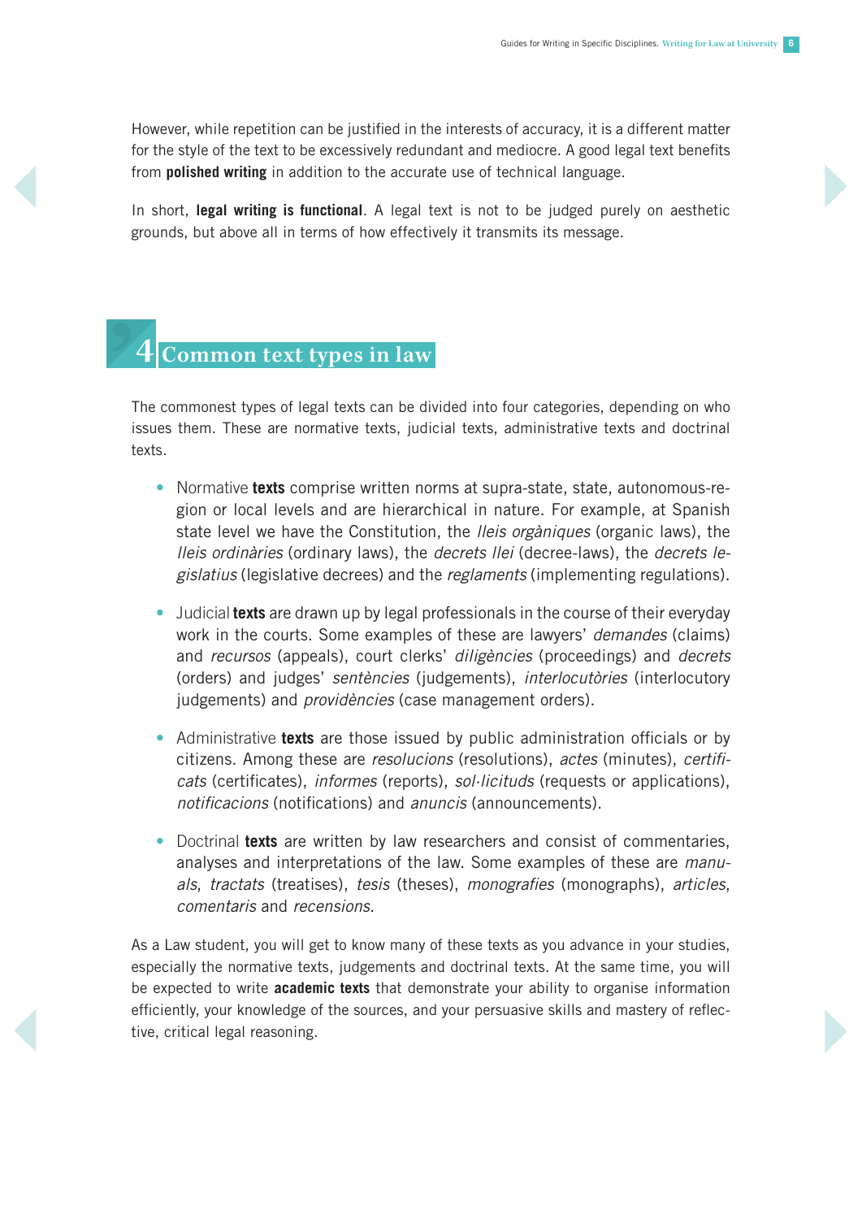However, while repetition can be justified in the interests of accuracy, it is a different matter for the style of the text to be excessively redundant and mediocre. A good legal text benefits from **polished writing** in addition to the accurate use of technical language.

In short, **legal writing is functional**. A legal text is not to be judged purely on aesthetic grounds, but above all in terms of how effectively it transmits its message.

# 4 Common text types in law

The commonest types of legal texts can be divided into four categories, depending on who issues them. These are normative texts, judicial texts, administrative texts and doctrinal texts.

- Normative **texts** comprise written norms at supra-state, state, autonomous-region or local levels and are hierarchical in nature. For example, at Spanish state level we have the Constitution, the *lleis orgàniques* (organic laws), the *lleis ordinàries* (ordinary laws), the *decrets llei* (decree-laws), the *decrets legislatius* (legislative decrees) and the *reglaments* (implementing regulations).

- Judicial **texts** are drawn up by legal professionals in the course of their everyday work in the courts. Some examples of these are lawyers' *demandes* (claims) and *recursos* (appeals), court clerks' *diligències* (proceedings) and *decrets* (orders) and judges' *sentències* (judgements), *interlocutòries* (interlocutory judgements) and *providències* (case management orders).

- Administrative **texts** are those issued by public administration officials or by citizens. Among these are *resolucions* (resolutions), *actes* (minutes), *certificats* (certificates), *informes* (reports), *sol·licituds* (requests or applications), *notificacions* (notifications) and *anuncis* (announcements).

- Doctrinal **texts** are written by law researchers and consist of commentaries, analyses and interpretations of the law. Some examples of these are *manuals*, *tractats* (treatises), *tesis* (theses), *monografies* (monographs), *articles*, *comentaris* and *recensions*.

As a Law student, you will get to know many of these texts as you advance in your studies, especially the normative texts, judgements and doctrinal texts. At the same time, you will be expected to write **academic texts** that demonstrate your ability to organise information efficiently, your knowledge of the sources, and your persuasive skills and mastery of reflective, critical legal reasoning.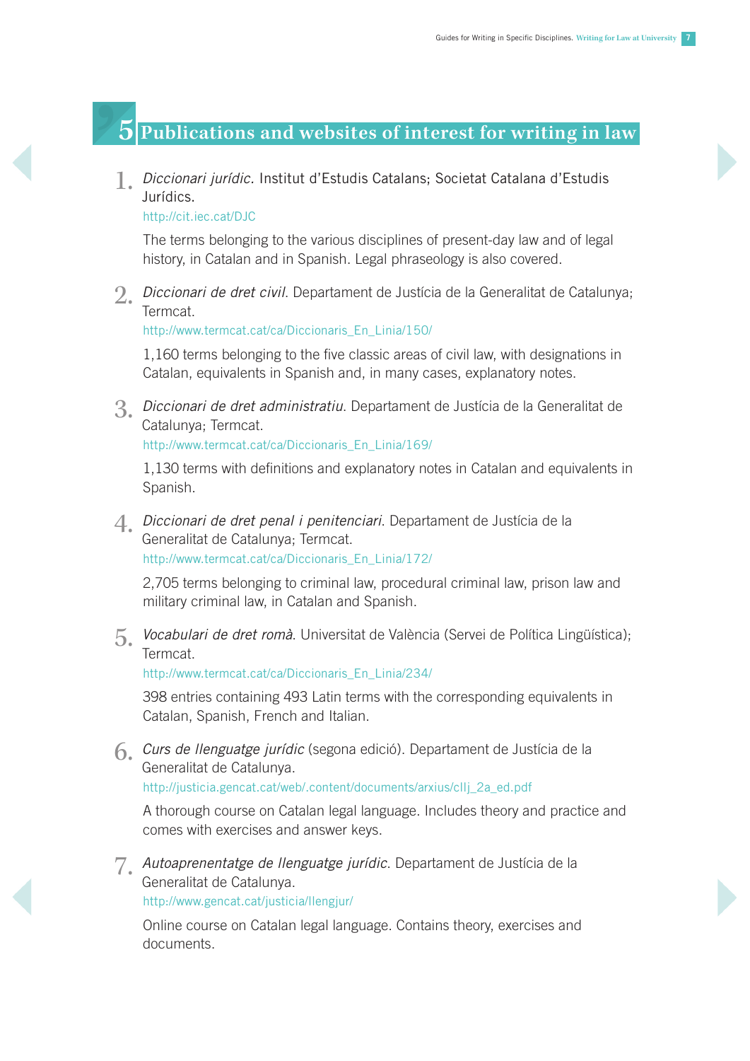# 5 Publications and websites of interest for writing in law

1. *Diccionari jurídic.* Institut d'Estudis Catalans; Societat Catalana d'Estudis Jurídics.
   http://cit.iec.cat/DJC

   The terms belonging to the various disciplines of present-day law and of legal history, in Catalan and in Spanish. Legal phraseology is also covered.

2. *Diccionari de dret civil.* Departament de Justícia de la Generalitat de Catalunya; Termcat.
   http://www.termcat.cat/ca/Diccionaris_En_Linia/150/

   1,160 terms belonging to the five classic areas of civil law, with designations in Catalan, equivalents in Spanish and, in many cases, explanatory notes.

3. *Diccionari de dret administratiu.* Departament de Justícia de la Generalitat de Catalunya; Termcat.
   http://www.termcat.cat/ca/Diccionaris_En_Linia/169/

   1,130 terms with definitions and explanatory notes in Catalan and equivalents in Spanish.

4. *Diccionari de dret penal i penitenciari.* Departament de Justícia de la Generalitat de Catalunya; Termcat.
   http://www.termcat.cat/ca/Diccionaris_En_Linia/172/

   2,705 terms belonging to criminal law, procedural criminal law, prison law and military criminal law, in Catalan and Spanish.

5. *Vocabulari de dret romà.* Universitat de València (Servei de Política Lingüística); Termcat.
   http://www.termcat.cat/ca/Diccionaris_En_Linia/234/

   398 entries containing 493 Latin terms with the corresponding equivalents in Catalan, Spanish, French and Italian.

6. *Curs de llenguatge jurídic* (segona edició). Departament de Justícia de la Generalitat de Catalunya.
   http://justicia.gencat.cat/web/.content/documents/arxius/cllj_2a_ed.pdf

   A thorough course on Catalan legal language. Includes theory and practice and comes with exercises and answer keys.

7. *Autoaprenentatge de llenguatge jurídic.* Departament de Justícia de la Generalitat de Catalunya.
   http://www.gencat.cat/justicia/llengjur/

   Online course on Catalan legal language. Contains theory, exercises and documents.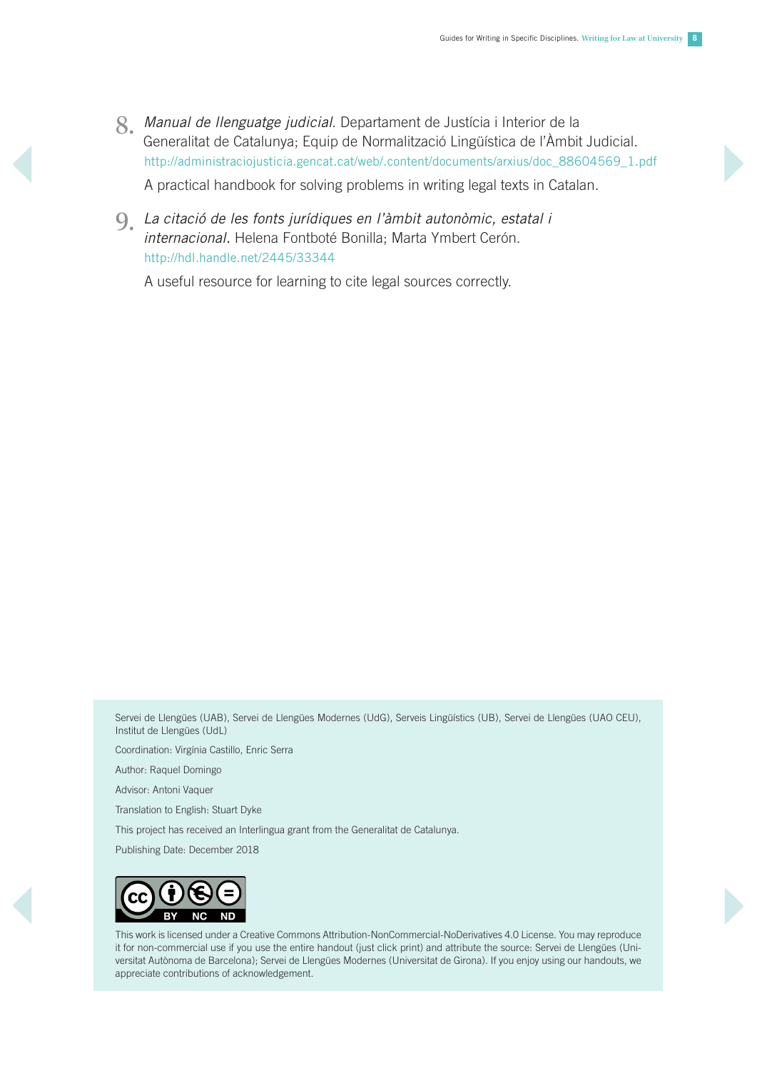8. *Manual de llenguatge judicial*. Departament de Justícia i Interior de la Generalitat de Catalunya; Equip de Normalització Lingüística de l'Àmbit Judicial.
   http://administraciojusticia.gencat.cat/web/.content/documents/arxius/doc_88604569_1.pdf

   A practical handbook for solving problems in writing legal texts in Catalan.

9. *La citació de les fonts jurídiques en l'àmbit autonòmic, estatal i internacional*. Helena Fontboté Bonilla; Marta Ymbert Cerón.
   http://hdl.handle.net/2445/33344

   A useful resource for learning to cite legal sources correctly.

Servei de Llengües (UAB), Servei de Llengües Modernes (UdG), Serveis Lingüístics (UB), Servei de Llengües (UAO CEU), Institut de Llengües (UdL)

Coordination: Virgínia Castillo, Enric Serra

Author: Raquel Domingo

Advisor: Antoni Vaquer

Translation to English: Stuart Dyke

This project has received an Interlingua grant from the Generalitat de Catalunya.

Publishing Date: December 2018

cc BY NC ND

This work is licensed under a Creative Commons Attribution-NonCommercial-NoDerivatives 4.0 License. You may reproduce it for non-commercial use if you use the entire handout (just click print) and attribute the source: Servei de Llengües (Universitat Autònoma de Barcelona); Servei de Llengües Modernes (Universitat de Girona). If you enjoy using our handouts, we appreciate contributions of acknowledgement.